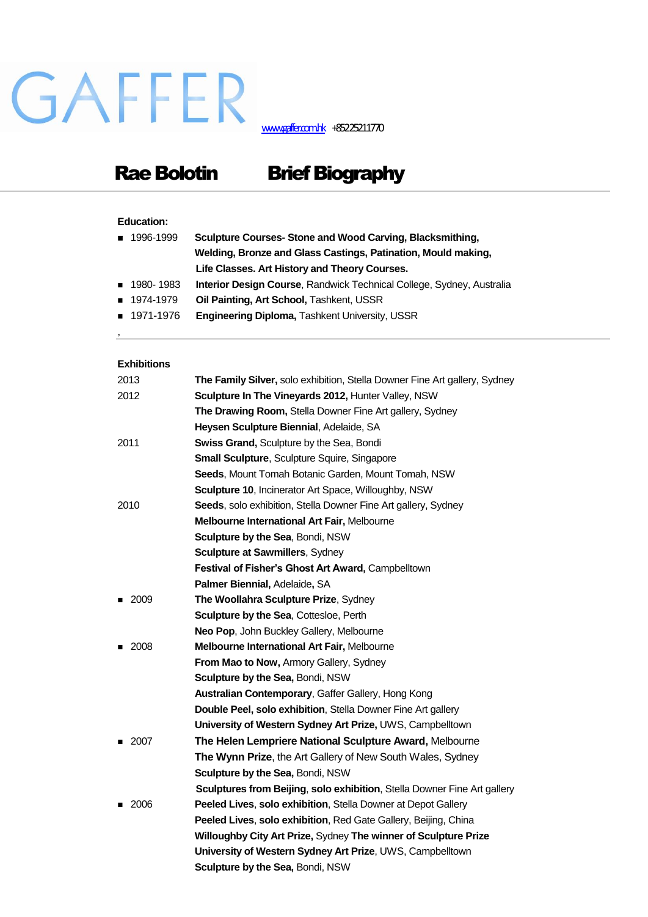# GAFFER

www.gaffer.com.hk +85225211770

## Rae Bolotin Brief Biography

**Education:**

- 1996-1999 **Sculpture Courses- Stone and Wood Carving, Blacksmithing, Welding, Bronze and Glass Castings, Patination, Mould making, Life Classes. Art History and Theory Courses.**
- 1980- 1983 **Interior Design Course**, Randwick Technical College, Sydney, Australia
- 1974-1979 **Oil Painting, Art School,** Tashkent, USSR
- 1971-1976 **Engineering Diploma,** Tashkent University, USSR

,

**Exhibitions**

2013 **The Family Silver,** solo exhibition, Stella Downer Fine Art gallery, Sydney

2012 **Sculpture In The Vineyards 2012,** Hunter Valley, NSW
**The Drawing Room,** Stella Downer Fine Art gallery, Sydney
**Heysen Sculpture Biennial**, Adelaide, SA

2011 **Swiss Grand,** Sculpture by the Sea, Bondi
**Small Sculpture**, Sculpture Squire, Singapore
**Seeds**, Mount Tomah Botanic Garden, Mount Tomah, NSW
**Sculpture 10**, Incinerator Art Space, Willoughby, NSW

2010 **Seeds**, solo exhibition, Stella Downer Fine Art gallery, Sydney
**Melbourne International Art Fair,** Melbourne
**Sculpture by the Sea**, Bondi, NSW
**Sculpture at Sawmillers**, Sydney
**Festival of Fisher's Ghost Art Award,** Campbelltown
**Palmer Biennial,** Adelaide**,** SA

- 2009 **The Woollahra Sculpture Prize**, Sydney
**Sculpture by the Sea**, Cottesloe, Perth
**Neo Pop**, John Buckley Gallery, Melbourne
- 2008 **Melbourne International Art Fair,** Melbourne
**From Mao to Now,** Armory Gallery, Sydney
**Sculpture by the Sea,** Bondi, NSW
**Australian Contemporary**, Gaffer Gallery, Hong Kong
**Double Peel, solo exhibition**, Stella Downer Fine Art gallery
**University of Western Sydney Art Prize,** UWS, Campbelltown
- 2007 **The Helen Lempriere National Sculpture Award,** Melbourne
**The Wynn Prize**, the Art Gallery of New South Wales, Sydney
**Sculpture by the Sea,** Bondi, NSW
**Sculptures from Beijing**, **solo exhibition**, Stella Downer Fine Art gallery
- 2006 **Peeled Lives**, **solo exhibition**, Stella Downer at Depot Gallery
**Peeled Lives**, **solo exhibition**, Red Gate Gallery, Beijing, China
**Willoughby City Art Prize,** Sydney **The winner of Sculpture Prize**
**University of Western Sydney Art Prize**, UWS, Campbelltown
**Sculpture by the Sea,** Bondi, NSW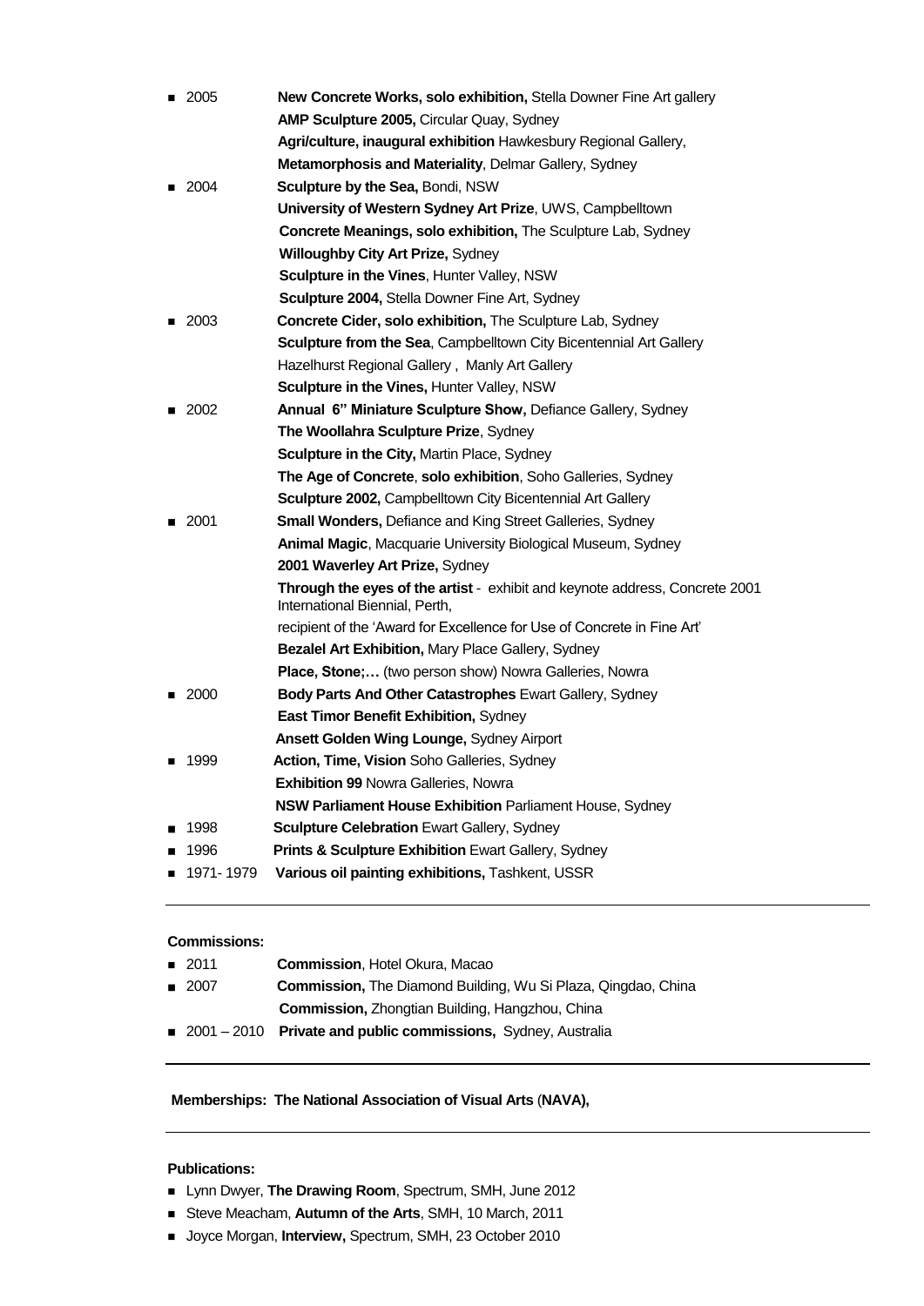- 2005 **New Concrete Works, solo exhibition,** Stella Downer Fine Art gallery
  **AMP Sculpture 2005,** Circular Quay, Sydney
  **Agri/culture, inaugural exhibition** Hawkesbury Regional Gallery,
  **Metamorphosis and Materiality**, Delmar Gallery, Sydney
- 2004 **Sculpture by the Sea,** Bondi, NSW
  **University of Western Sydney Art Prize**, UWS, Campbelltown
  **Concrete Meanings, solo exhibition,** The Sculpture Lab, Sydney
  **Willoughby City Art Prize,** Sydney
  **Sculpture in the Vines**, Hunter Valley, NSW
  **Sculpture 2004,** Stella Downer Fine Art, Sydney
- 2003 **Concrete Cider, solo exhibition,** The Sculpture Lab, Sydney
  **Sculpture from the Sea**, Campbelltown City Bicentennial Art Gallery
  Hazelhurst Regional Gallery , Manly Art Gallery
  **Sculpture in the Vines,** Hunter Valley, NSW
- 2002 **Annual 6" Miniature Sculpture Show,** Defiance Gallery, Sydney
  **The Woollahra Sculpture Prize**, Sydney
  **Sculpture in the City,** Martin Place, Sydney
  **The Age of Concrete**, **solo exhibition**, Soho Galleries, Sydney
  **Sculpture 2002,** Campbelltown City Bicentennial Art Gallery
- 2001 **Small Wonders,** Defiance and King Street Galleries, Sydney
  **Animal Magic**, Macquarie University Biological Museum, Sydney
  **2001 Waverley Art Prize,** Sydney
  **Through the eyes of the artist** - exhibit and keynote address, Concrete 2001 International Biennial, Perth,
  recipient of the 'Award for Excellence for Use of Concrete in Fine Art'
  **Bezalel Art Exhibition,** Mary Place Gallery, Sydney
  **Place, Stone;…** (two person show) Nowra Galleries, Nowra
- 2000 **Body Parts And Other Catastrophes** Ewart Gallery, Sydney
  **East Timor Benefit Exhibition,** Sydney
  **Ansett Golden Wing Lounge,** Sydney Airport
- 1999 **Action, Time, Vision** Soho Galleries, Sydney
  **Exhibition 99** Nowra Galleries, Nowra
  **NSW Parliament House Exhibition** Parliament House, Sydney
- 1998 **Sculpture Celebration** Ewart Gallery, Sydney
- 1996 **Prints & Sculpture Exhibition** Ewart Gallery, Sydney
- 1971- 1979 **Various oil painting exhibitions,** Tashkent, USSR

---

**Commissions:**

- 2011 **Commission**, Hotel Okura, Macao
- 2007 **Commission,** The Diamond Building, Wu Si Plaza, Qingdao, China
  **Commission,** Zhongtian Building, Hangzhou, China
- 2001 – 2010 **Private and public commissions,** Sydney, Australia

---

**Memberships: The National Association of Visual Arts** (**NAVA),**

---

**Publications:**

- Lynn Dwyer, **The Drawing Room**, Spectrum, SMH, June 2012
- Steve Meacham, **Autumn of the Arts**, SMH, 10 March, 2011
- Joyce Morgan, **Interview,** Spectrum, SMH, 23 October 2010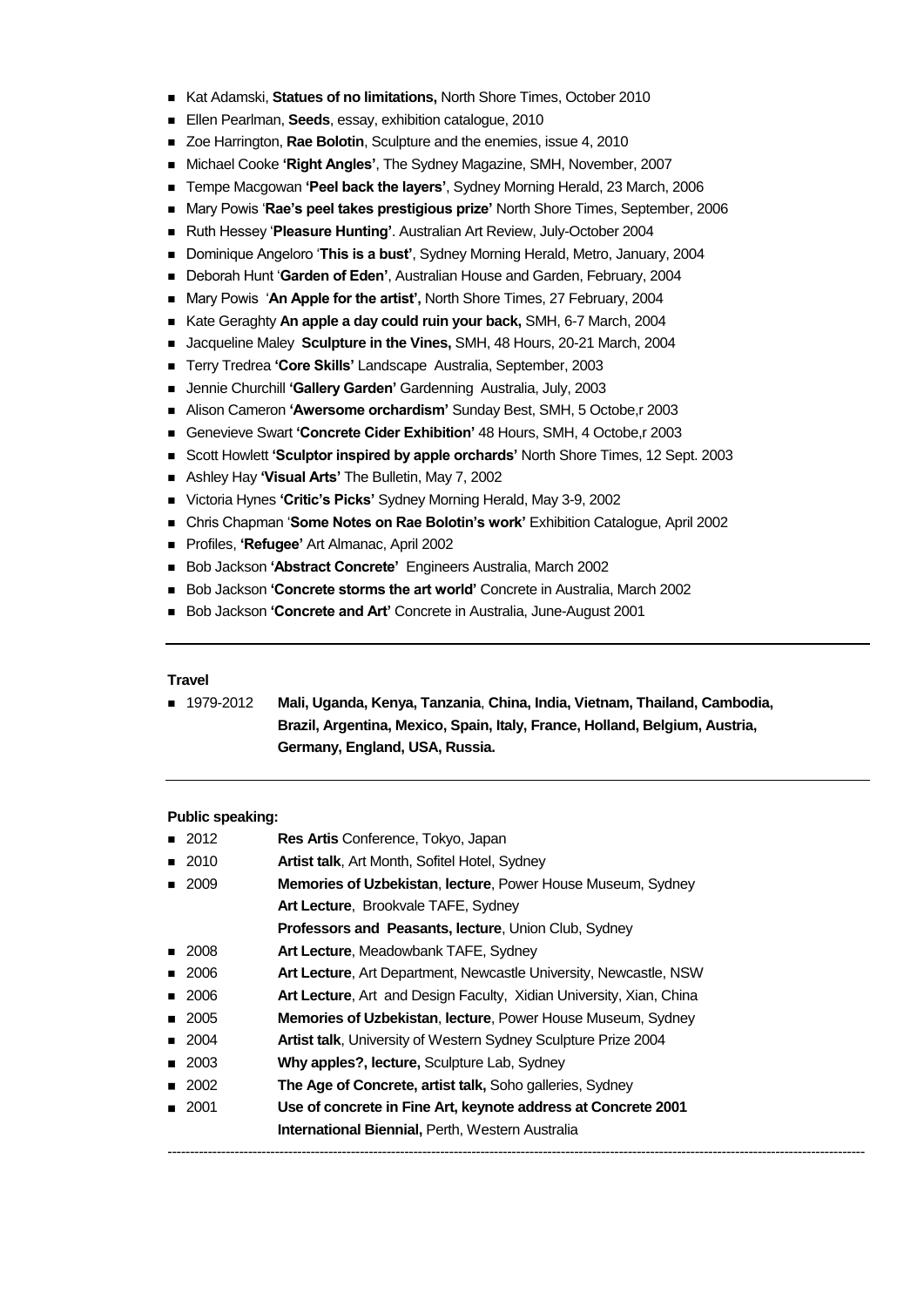- Kat Adamski, **Statues of no limitations,** North Shore Times, October 2010
- Ellen Pearlman, **Seeds**, essay, exhibition catalogue, 2010
- Zoe Harrington, **Rae Bolotin**, Sculpture and the enemies, issue 4, 2010
- Michael Cooke **'Right Angles'**, The Sydney Magazine, SMH, November, 2007
- Tempe Macgowan **'Peel back the layers'**, Sydney Morning Herald, 23 March, 2006
- Mary Powis '**Rae's peel takes prestigious prize'** North Shore Times, September, 2006
- Ruth Hessey '**Pleasure Hunting'**. Australian Art Review, July-October 2004
- Dominique Angeloro '**This is a bust'**, Sydney Morning Herald, Metro, January, 2004
- Deborah Hunt '**Garden of Eden'**, Australian House and Garden, February, 2004
- Mary Powis '**An Apple for the artist',** North Shore Times, 27 February, 2004
- Kate Geraghty **An apple a day could ruin your back,** SMH, 6-7 March, 2004
- Jacqueline Maley **Sculpture in the Vines,** SMH, 48 Hours, 20-21 March, 2004
- Terry Tredrea **'Core Skills'** Landscape Australia, September, 2003
- Jennie Churchill **'Gallery Garden'** Gardenning Australia, July, 2003
- Alison Cameron **'Awersome orchardism'** Sunday Best, SMH, 5 Octobe,r 2003
- Genevieve Swart **'Concrete Cider Exhibition'** 48 Hours, SMH, 4 Octobe,r 2003
- Scott Howlett **'Sculptor inspired by apple orchards'** North Shore Times, 12 Sept. 2003
- Ashley Hay **'Visual Arts'** The Bulletin, May 7, 2002
- Victoria Hynes **'Critic's Picks'** Sydney Morning Herald, May 3-9, 2002
- Chris Chapman '**Some Notes on Rae Bolotin's work'** Exhibition Catalogue, April 2002
- Profiles, **'Refugee'** Art Almanac, April 2002
- Bob Jackson **'Abstract Concrete'** Engineers Australia, March 2002
- Bob Jackson **'Concrete storms the art world'** Concrete in Australia, March 2002
- Bob Jackson **'Concrete and Art'** Concrete in Australia, June-August 2001

---

**Travel**

- 1979-2012 **Mali, Uganda, Kenya, Tanzania**, **China, India, Vietnam, Thailand, Cambodia, Brazil, Argentina, Mexico, Spain, Italy, France, Holland, Belgium, Austria, Germany, England, USA, Russia.**

---

**Public speaking:**

- 2012 **Res Artis** Conference, Tokyo, Japan
- 2010 **Artist talk**, Art Month, Sofitel Hotel, Sydney
- 2009 **Memories of Uzbekistan**, **lecture**, Power House Museum, Sydney
  **Art Lecture**, Brookvale TAFE, Sydney
  **Professors and Peasants, lecture**, Union Club, Sydney
- 2008 **Art Lecture**, Meadowbank TAFE, Sydney
- 2006 **Art Lecture**, Art Department, Newcastle University, Newcastle, NSW
- 2006 **Art Lecture**, Art and Design Faculty, Xidian University, Xian, China
- 2005 **Memories of Uzbekistan**, **lecture**, Power House Museum, Sydney
- 2004 **Artist talk**, University of Western Sydney Sculpture Prize 2004
- 2003 **Why apples?, lecture,** Sculpture Lab, Sydney
- 2002 **The Age of Concrete, artist talk,** Soho galleries, Sydney
- 2001 **Use of concrete in Fine Art, keynote address at Concrete 2001 International Biennial,** Perth, Western Australia

---